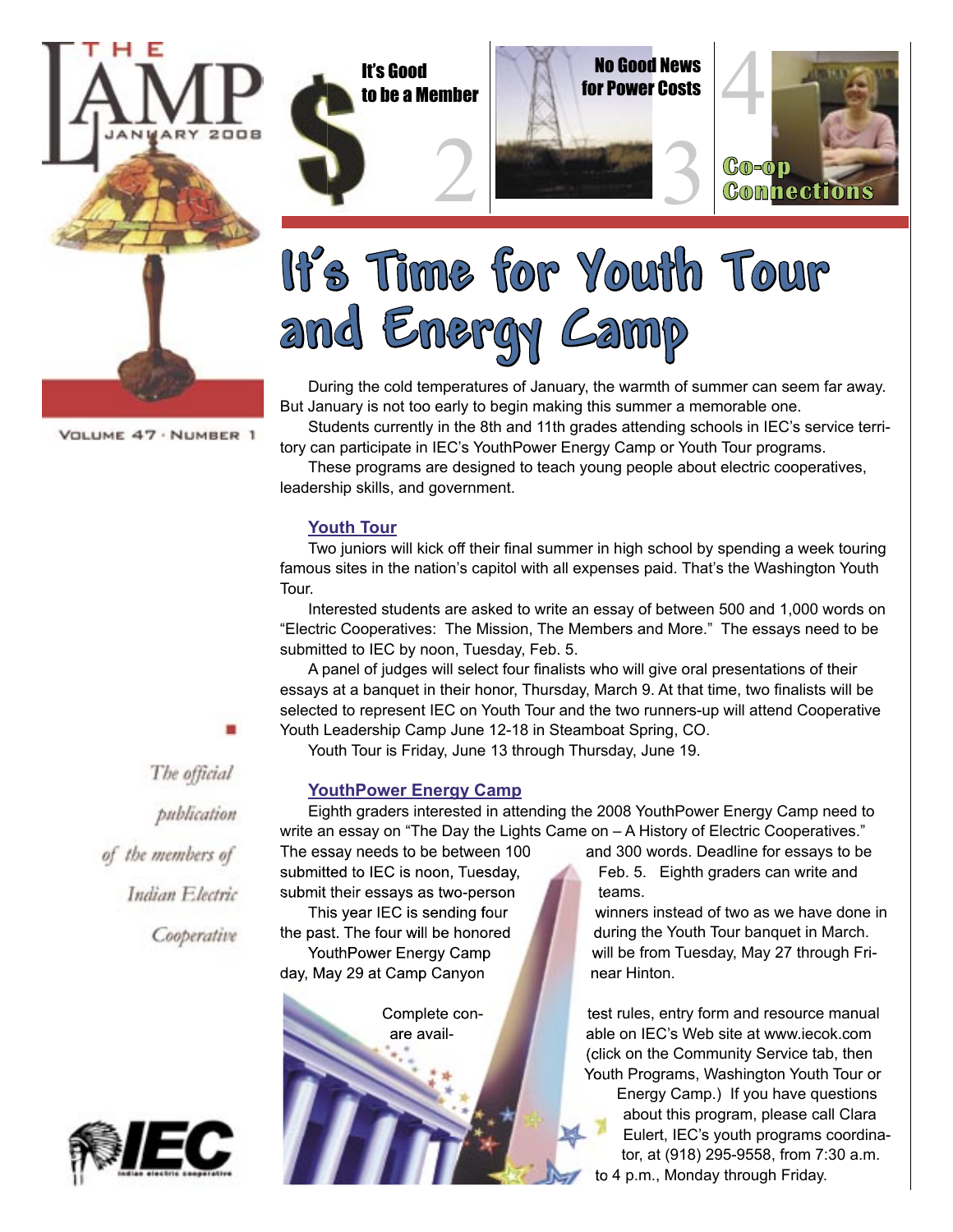# THE LAMP

JANUARY 2008

VOLUME 47 · NUMBER 1

It's Good to be a Member — 2

No Good News for Power Costs — 3

Co-op Connections — 4

# It's Time for Youth Tour and Energy Camp

During the cold temperatures of January, the warmth of summer can seem far away. But January is not too early to begin making this summer a memorable one.

Students currently in the 8th and 11th grades attending schools in IEC's service territory can participate in IEC's YouthPower Energy Camp or Youth Tour programs.

These programs are designed to teach young people about electric cooperatives, leadership skills, and government.

## Youth Tour

Two juniors will kick off their final summer in high school by spending a week touring famous sites in the nation's capitol with all expenses paid. That's the Washington Youth Tour.

Interested students are asked to write an essay of between 500 and 1,000 words on "Electric Cooperatives: The Mission, The Members and More." The essays need to be submitted to IEC by noon, Tuesday, Feb. 5.

A panel of judges will select four finalists who will give oral presentations of their essays at a banquet in their honor, Thursday, March 9. At that time, two finalists will be selected to represent IEC on Youth Tour and the two runners-up will attend Cooperative Youth Leadership Camp June 12-18 in Steamboat Spring, CO.

Youth Tour is Friday, June 13 through Thursday, June 19.

## YouthPower Energy Camp

Eighth graders interested in attending the 2008 YouthPower Energy Camp need to write an essay on "The Day the Lights Came on – A History of Electric Cooperatives." The essay needs to be between 100 and 300 words. Deadline for essays to be submitted to IEC is noon, Tuesday, Feb. 5. Eighth graders can write and submit their essays as two-person teams.

This year IEC is sending four winners instead of two as we have done in the past. The four will be honored during the Youth Tour banquet in March.

YouthPower Energy Camp will be from Tuesday, May 27 through Friday, May 29 at Camp Canyon near Hinton.

Complete contest rules, entry form and resource manual are available on IEC's Web site at www.iecok.com (click on the Community Service tab, then Youth Programs, Washington Youth Tour or Energy Camp.) If you have questions about this program, please call Clara Eulert, IEC's youth programs coordinator, at (918) 295-9558, from 7:30 a.m. to 4 p.m., Monday through Friday.

*The official publication of the members of Indian Electric Cooperative*

IEC — Indian Electric Cooperative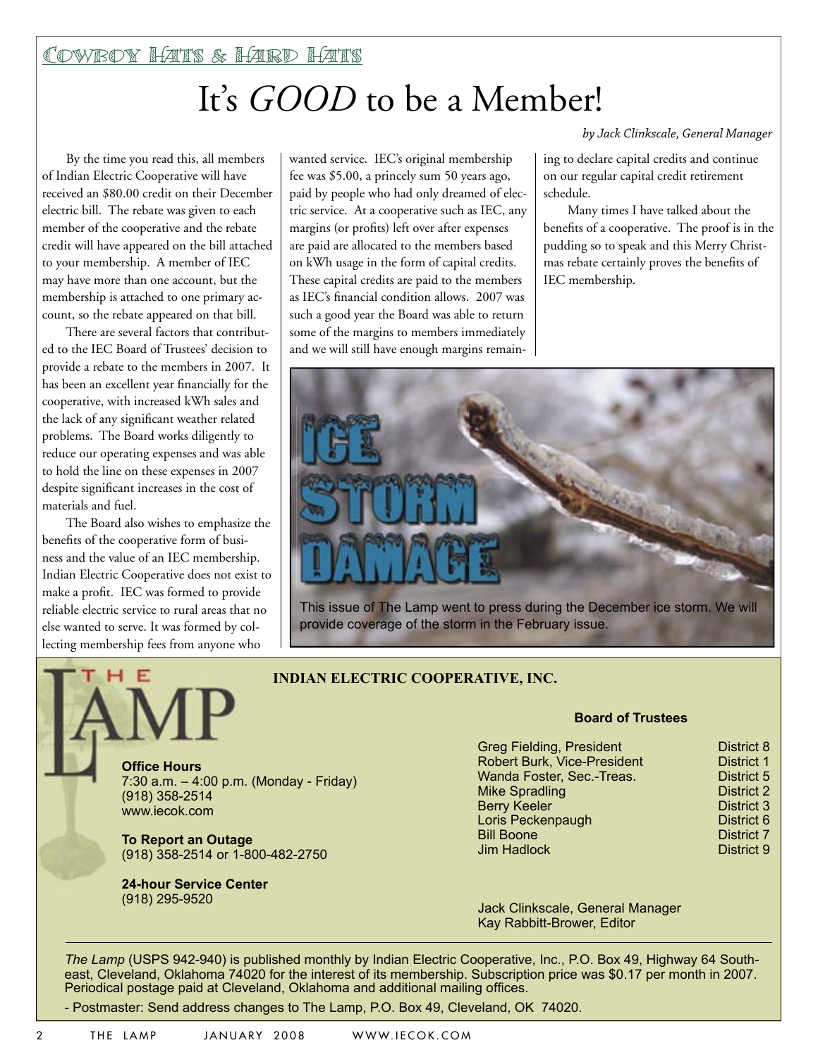## Cowboy Hats & Hard Hats

# It's *GOOD* to be a Member!

*by Jack Clinkscale, General Manager*

By the time you read this, all members of Indian Electric Cooperative will have received an $80.00 credit on their December electric bill. The rebate was given to each member of the cooperative and the rebate credit will have appeared on the bill attached to your membership. A member of IEC may have more than one account, but the membership is attached to one primary account, so the rebate appeared on that bill.

There are several factors that contributed to the IEC Board of Trustees' decision to provide a rebate to the members in 2007. It has been an excellent year financially for the cooperative, with increased kWh sales and the lack of any significant weather related problems. The Board works diligently to reduce our operating expenses and was able to hold the line on these expenses in 2007 despite significant increases in the cost of materials and fuel.

The Board also wishes to emphasize the benefits of the cooperative form of business and the value of an IEC membership. Indian Electric Cooperative does not exist to make a profit. IEC was formed to provide reliable electric service to rural areas that no else wanted to serve. It was formed by collecting membership fees from anyone who wanted service. IEC's original membership fee was $5.00, a princely sum 50 years ago, paid by people who had only dreamed of electric service. At a cooperative such as IEC, any margins (or profits) left over after expenses are paid are allocated to the members based on kWh usage in the form of capital credits. These capital credits are paid to the members as IEC's financial condition allows. 2007 was such a good year the Board was able to return some of the margins to members immediately and we will still have enough margins remaining to declare capital credits and continue on our regular capital credit retirement schedule.

Many times I have talked about the benefits of a cooperative. The proof is in the pudding so to speak and this Merry Christmas rebate certainly proves the benefits of IEC membership.

## ICE STORM DAMAGE

This issue of The Lamp went to press during the December ice storm. We will provide coverage of the storm in the February issue.

## THE LAMP

### INDIAN ELECTRIC COOPERATIVE, INC.

**Office Hours**
7:30 a.m. – 4:00 p.m. (Monday - Friday)
(918) 358-2514
www.iecok.com

**To Report an Outage**
(918) 358-2514 or 1-800-482-2750

**24-hour Service Center**
(918) 295-9520

**Board of Trustees**

| Name | District |
|---|---|
| Greg Fielding, President | District 8 |
| Robert Burk, Vice-President | District 1 |
| Wanda Foster, Sec.-Treas. | District 5 |
| Mike Spradling | District 2 |
| Berry Keeler | District 3 |
| Loris Peckenpaugh | District 6 |
| Bill Boone | District 7 |
| Jim Hadlock | District 9 |

Jack Clinkscale, General Manager
Kay Rabbitt-Brower, Editor

*The Lamp* (USPS 942-940) is published monthly by Indian Electric Cooperative, Inc., P.O. Box 49, Highway 64 Southeast, Cleveland, Oklahoma 74020 for the interest of its membership. Subscription price was $0.17 per month in 2007. Periodical postage paid at Cleveland, Oklahoma and additional mailing offices.

- Postmaster: Send address changes to The Lamp, P.O. Box 49, Cleveland, OK 74020.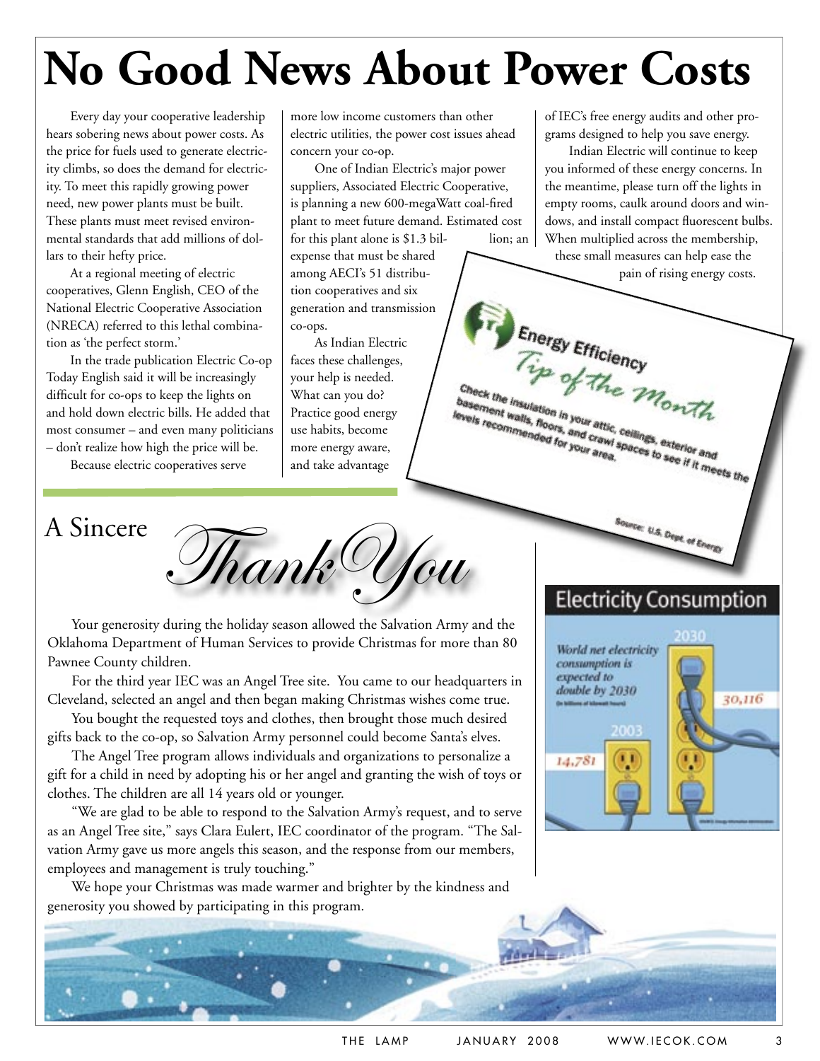# No Good News About Power Costs

Every day your cooperative leadership hears sobering news about power costs. As the price for fuels used to generate electricity climbs, so does the demand for electricity. To meet this rapidly growing power need, new power plants must be built. These plants must meet revised environmental standards that add millions of dollars to their hefty price.

At a regional meeting of electric cooperatives, Glenn English, CEO of the National Electric Cooperative Association (NRECA) referred to this lethal combination as 'the perfect storm.'

In the trade publication Electric Co-op Today English said it will be increasingly difficult for co-ops to keep the lights on and hold down electric bills. He added that most consumer – and even many politicians – don't realize how high the price will be.

Because electric cooperatives serve more low income customers than other electric utilities, the power cost issues ahead concern your co-op.

One of Indian Electric's major power suppliers, Associated Electric Cooperative, is planning a new 600-megaWatt coal-fired plant to meet future demand. Estimated cost for this plant alone is $1.3 billion; an expense that must be shared among AECI's 51 distribution cooperatives and six generation and transmission co-ops.

As Indian Electric faces these challenges, your help is needed. What can you do? Practice good energy use habits, become more energy aware, and take advantage of IEC's free energy audits and other programs designed to help you save energy.

Indian Electric will continue to keep you informed of these energy concerns. In the meantime, please turn off the lights in empty rooms, caulk around doors and windows, and install compact fluorescent bulbs. When multiplied across the membership, these small measures can help ease the pain of rising energy costs.

**Energy Efficiency *Tip of the Month***

Check the insulation in your attic, ceilings, exterior and basement walls, floors, and crawl spaces to see if it meets the levels recommended for your area.

Source: U.S. Dept. of Energy

## A Sincere *Thank You*

Your generosity during the holiday season allowed the Salvation Army and the Oklahoma Department of Human Services to provide Christmas for more than 80 Pawnee County children.

For the third year IEC was an Angel Tree site. You came to our headquarters in Cleveland, selected an angel and then began making Christmas wishes come true.

You bought the requested toys and clothes, then brought those much desired gifts back to the co-op, so Salvation Army personnel could become Santa's elves.

The Angel Tree program allows individuals and organizations to personalize a gift for a child in need by adopting his or her angel and granting the wish of toys or clothes. The children are all 14 years old or younger.

"We are glad to be able to respond to the Salvation Army's request, and to serve as an Angel Tree site," says Clara Eulert, IEC coordinator of the program. "The Salvation Army gave us more angels this season, and the response from our members, employees and management is truly touching."

We hope your Christmas was made warmer and brighter by the kindness and generosity you showed by participating in this program.

## Electricity Consumption

*World net electricity consumption is expected to double by 2030*
(In billions of kilowatt hours)

| Year | Consumption |
|---|---|
| 2003 | 14,781 |
| 2030 | 30,116 |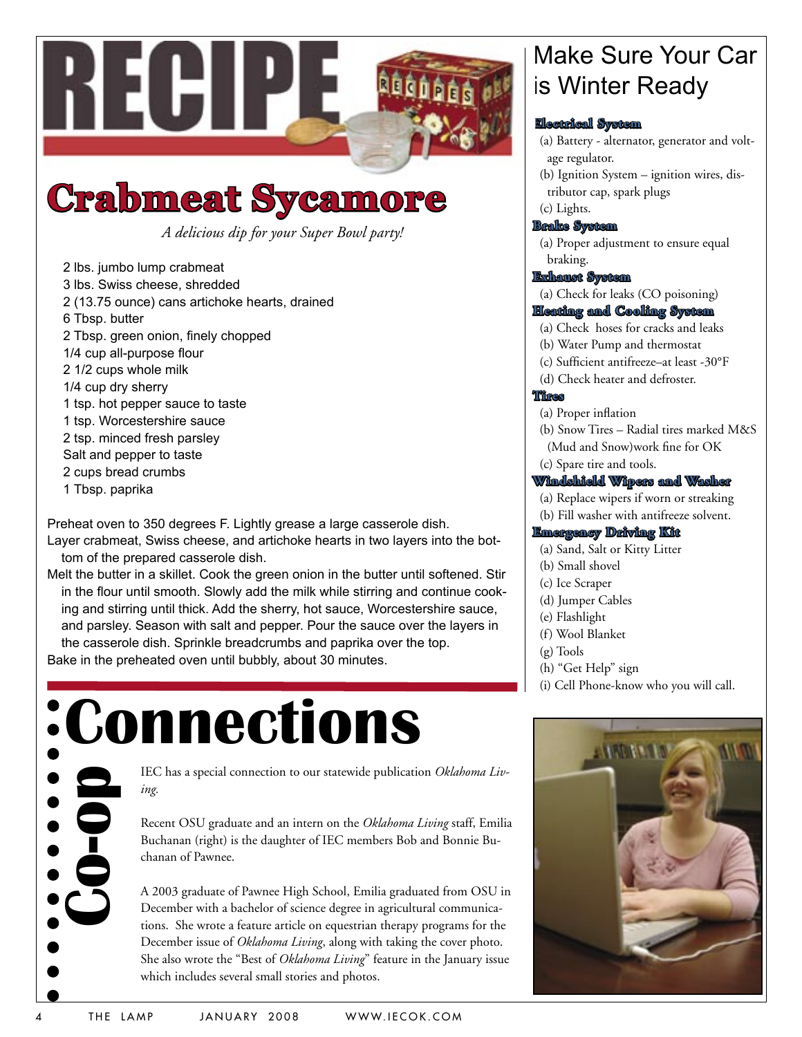# RECIPE

## Crabmeat Sycamore

*A delicious dip for your Super Bowl party!*

- 2 lbs. jumbo lump crabmeat
- 3 lbs. Swiss cheese, shredded
- 2 (13.75 ounce) cans artichoke hearts, drained
- 6 Tbsp. butter
- 2 Tbsp. green onion, finely chopped
- 1/4 cup all-purpose flour
- 2 1/2 cups whole milk
- 1/4 cup dry sherry
- 1 tsp. hot pepper sauce to taste
- 1 tsp. Worcestershire sauce
- 2 tsp. minced fresh parsley
- Salt and pepper to taste
- 2 cups bread crumbs
- 1 Tbsp. paprika

Preheat oven to 350 degrees F. Lightly grease a large casserole dish.

Layer crabmeat, Swiss cheese, and artichoke hearts in two layers into the bottom of the prepared casserole dish.

Melt the butter in a skillet. Cook the green onion in the butter until softened. Stir in the flour until smooth. Slowly add the milk while stirring and continue cooking and stirring until thick. Add the sherry, hot sauce, Worcestershire sauce, and parsley. Season with salt and pepper. Pour the sauce over the layers in the casserole dish. Sprinkle breadcrumbs and paprika over the top.

Bake in the preheated oven until bubbly, about 30 minutes.

# Co-op Connections

IEC has a special connection to our statewide publication *Oklahoma Living*.

Recent OSU graduate and an intern on the *Oklahoma Living* staff, Emilia Buchanan (right) is the daughter of IEC members Bob and Bonnie Buchanan of Pawnee.

A 2003 graduate of Pawnee High School, Emilia graduated from OSU in December with a bachelor of science degree in agricultural communications. She wrote a feature article on equestrian therapy programs for the December issue of *Oklahoma Living*, along with taking the cover photo. She also wrote the "Best of *Oklahoma Living*" feature in the January issue which includes several small stories and photos.

# Make Sure Your Car is Winter Ready

**Electrical System**

(a) Battery - alternator, generator and voltage regulator.
(b) Ignition System – ignition wires, distributor cap, spark plugs
(c) Lights.

**Brake System**

(a) Proper adjustment to ensure equal braking.

**Exhaust System**

(a) Check for leaks (CO poisoning)

**Heating and Cooling System**

(a) Check hoses for cracks and leaks
(b) Water Pump and thermostat
(c) Sufficient antifreeze–at least -30°F
(d) Check heater and defroster.

**Tires**

(a) Proper inflation
(b) Snow Tires – Radial tires marked M&S (Mud and Snow)work fine for OK
(c) Spare tire and tools.

**Windshield Wipers and Washer**

(a) Replace wipers if worn or streaking
(b) Fill washer with antifreeze solvent.

**Emergency Driving Kit**

(a) Sand, Salt or Kitty Litter
(b) Small shovel
(c) Ice Scraper
(d) Jumper Cables
(e) Flashlight
(f) Wool Blanket
(g) Tools
(h) "Get Help" sign
(i) Cell Phone-know who you will call.